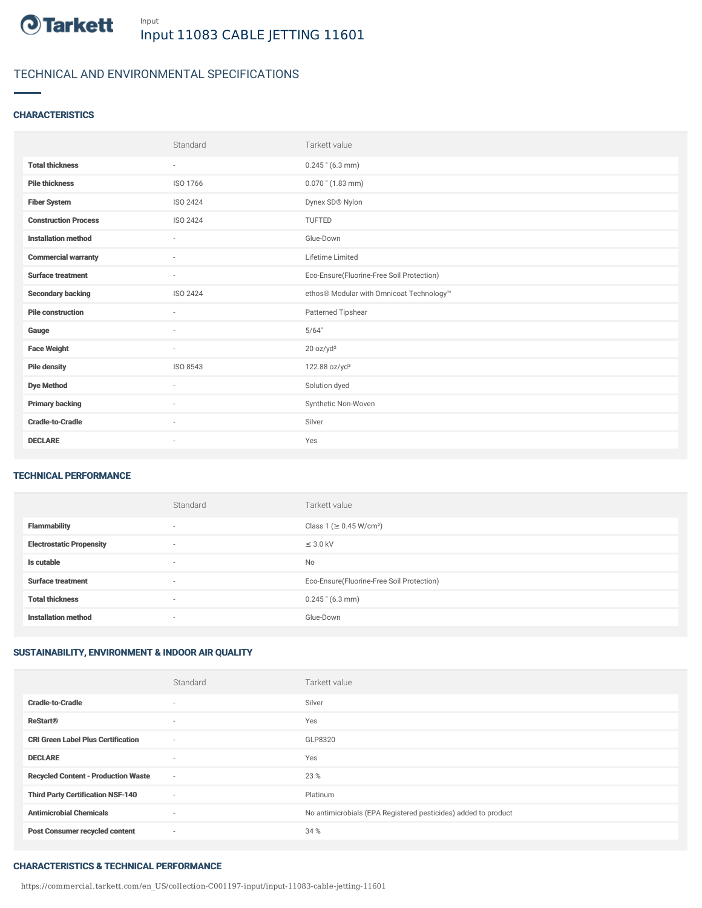Input

# Input 11083 CABLE JETTING 11601

## TECHNICAL AND ENVIRONMENTAL SPECIFICATIONS

### CHARACTERISTICS

| | Standard | Tarkett value |
|---|---|---|
| **Total thickness** | - | 0.245 " (6.3 mm) |
| **Pile thickness** | ISO 1766 | 0.070 " (1.83 mm) |
| **Fiber System** | ISO 2424 | Dynex SD® Nylon |
| **Construction Process** | ISO 2424 | TUFTED |
| **Installation method** | - | Glue-Down |
| **Commercial warranty** | - | Lifetime Limited |
| **Surface treatment** | - | Eco-Ensure(Fluorine-Free Soil Protection) |
| **Secondary backing** | ISO 2424 | ethos® Modular with Omnicoat Technology™ |
| **Pile construction** | - | Patterned Tipshear |
| **Gauge** | - | 5/64" |
| **Face Weight** | - | 20 oz/yd² |
| **Pile density** | ISO 8543 | 122.88 oz/yd³ |
| **Dye Method** | - | Solution dyed |
| **Primary backing** | - | Synthetic Non-Woven |
| **Cradle-to-Cradle** | - | Silver |
| **DECLARE** | - | Yes |

### TECHNICAL PERFORMANCE

| | Standard | Tarkett value |
|---|---|---|
| **Flammability** | - | Class 1 (≥ 0.45 W/cm²) |
| **Electrostatic Propensity** | - | ≤ 3.0 kV |
| **Is cutable** | - | No |
| **Surface treatment** | - | Eco-Ensure(Fluorine-Free Soil Protection) |
| **Total thickness** | - | 0.245 " (6.3 mm) |
| **Installation method** | - | Glue-Down |

### SUSTAINABILITY, ENVIRONMENT & INDOOR AIR QUALITY

| | Standard | Tarkett value |
|---|---|---|
| **Cradle-to-Cradle** | - | Silver |
| **ReStart®** | - | Yes |
| **CRI Green Label Plus Certification** | - | GLP8320 |
| **DECLARE** | - | Yes |
| **Recycled Content - Production Waste** | - | 23 % |
| **Third Party Certification NSF-140** | - | Platinum |
| **Antimicrobial Chemicals** | - | No antimicrobials (EPA Registered pesticides) added to product |
| **Post Consumer recycled content** | - | 34 % |

### CHARACTERISTICS & TECHNICAL PERFORMANCE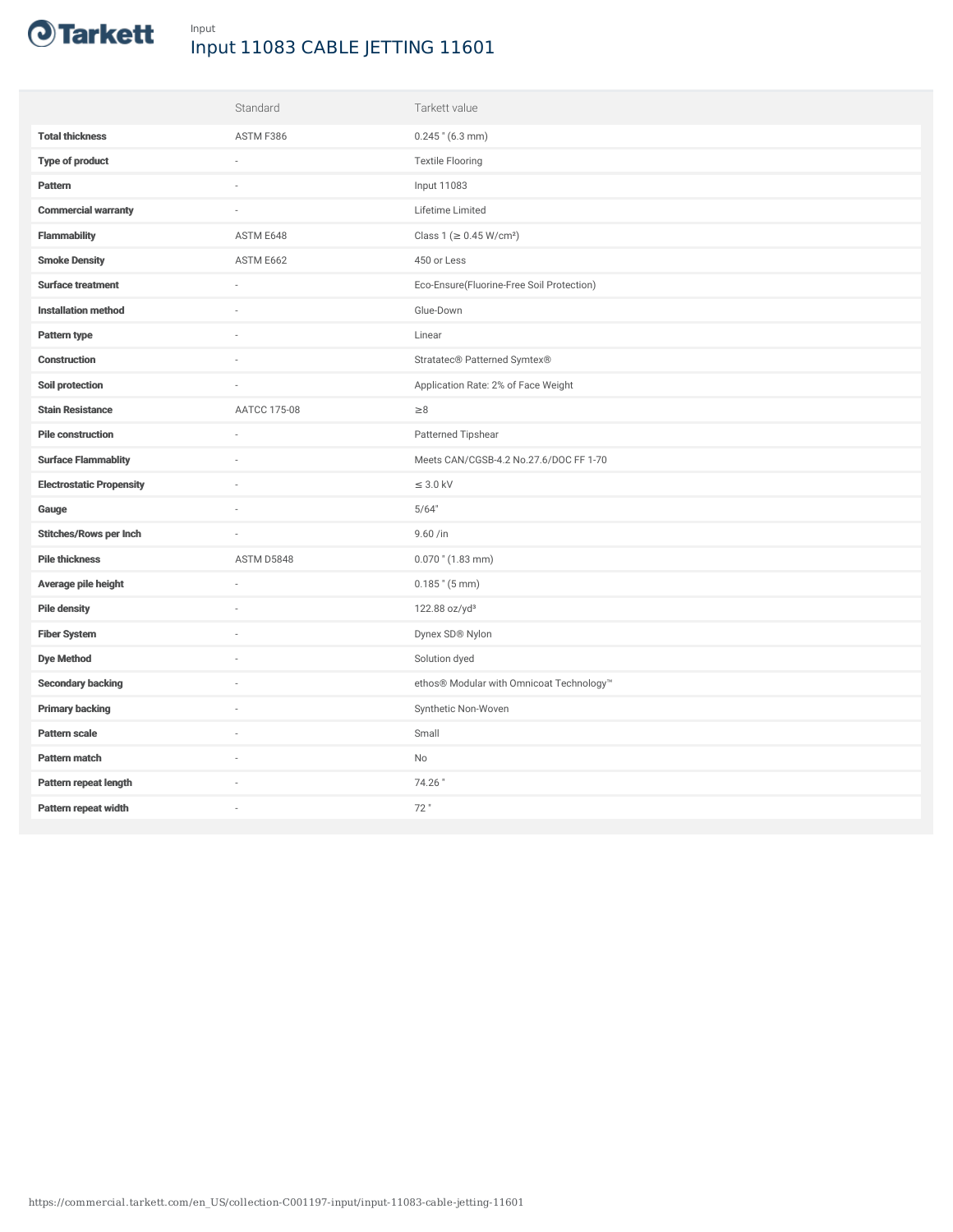Input

# Input 11083 CABLE JETTING 11601

| | Standard | Tarkett value |
|---|---|---|
| **Total thickness** | ASTM F386 | 0.245 " (6.3 mm) |
| **Type of product** | - | Textile Flooring |
| **Pattern** | - | Input 11083 |
| **Commercial warranty** | - | Lifetime Limited |
| **Flammability** | ASTM E648 | Class 1 (≥ 0.45 W/cm²) |
| **Smoke Density** | ASTM E662 | 450 or Less |
| **Surface treatment** | - | Eco-Ensure(Fluorine-Free Soil Protection) |
| **Installation method** | - | Glue-Down |
| **Pattern type** | - | Linear |
| **Construction** | - | Stratatec® Patterned Symtex® |
| **Soil protection** | - | Application Rate: 2% of Face Weight |
| **Stain Resistance** | AATCC 175-08 | ≥8 |
| **Pile construction** | - | Patterned Tipshear |
| **Surface Flammablity** | - | Meets CAN/CGSB-4.2 No.27.6/DOC FF 1-70 |
| **Electrostatic Propensity** | - | ≤ 3.0 kV |
| **Gauge** | - | 5/64" |
| **Stitches/Rows per Inch** | - | 9.60 /in |
| **Pile thickness** | ASTM D5848 | 0.070 " (1.83 mm) |
| **Average pile height** | - | 0.185 " (5 mm) |
| **Pile density** | - | 122.88 oz/yd³ |
| **Fiber System** | - | Dynex SD® Nylon |
| **Dye Method** | - | Solution dyed |
| **Secondary backing** | - | ethos® Modular with Omnicoat Technology™ |
| **Primary backing** | - | Synthetic Non-Woven |
| **Pattern scale** | - | Small |
| **Pattern match** | - | No |
| **Pattern repeat length** | - | 74.26 " |
| **Pattern repeat width** | - | 72 " |

https://commercial.tarkett.com/en_US/collection-C001197-input/input-11083-cable-jetting-11601